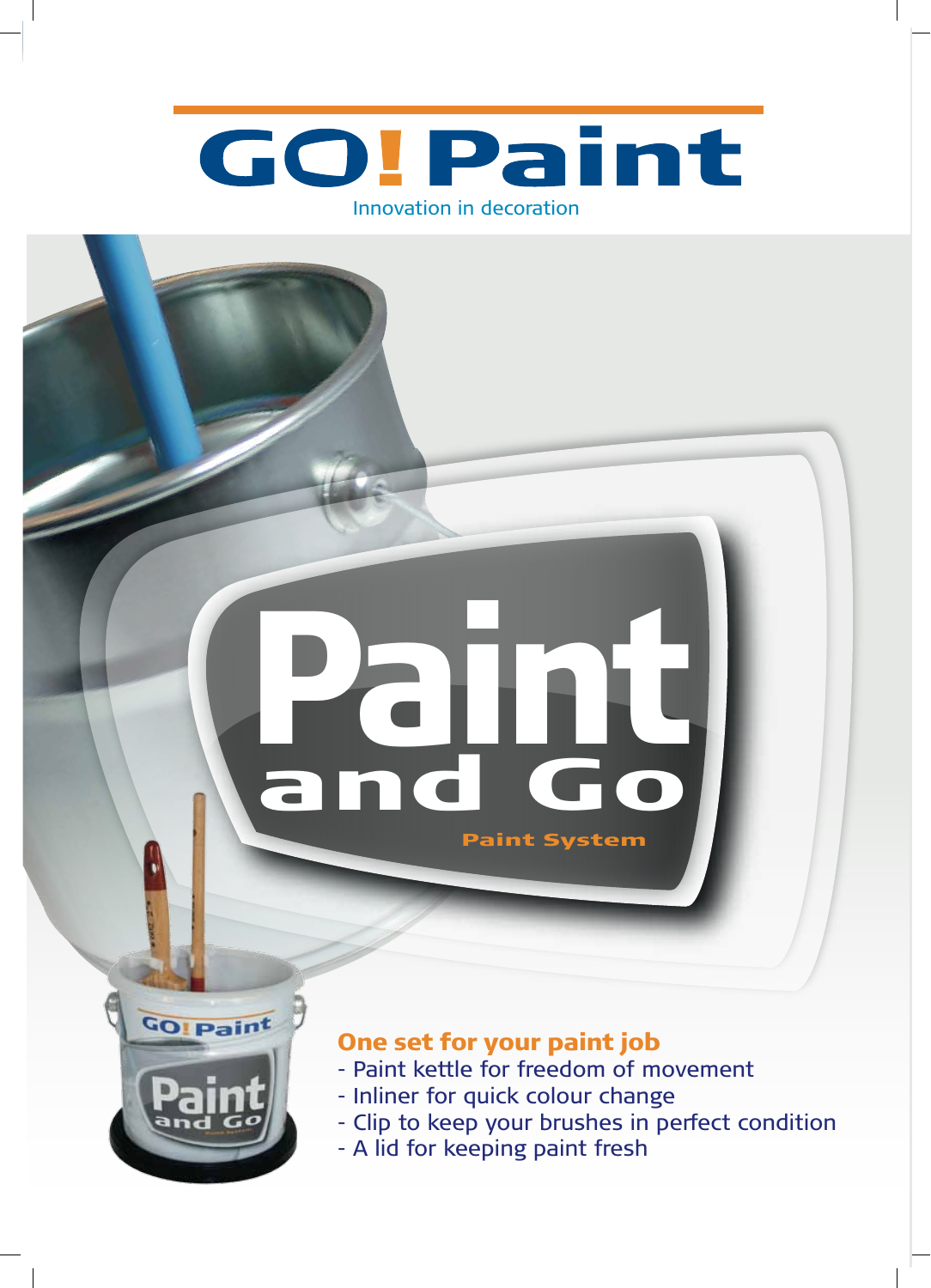# GO! Paint

Innovation in decoration

# Paint and Go

Paint System

**One set for your paint job**

- Paint kettle for freedom of movement
- Inliner for quick colour change
- Clip to keep your brushes in perfect condition
- A lid for keeping paint fresh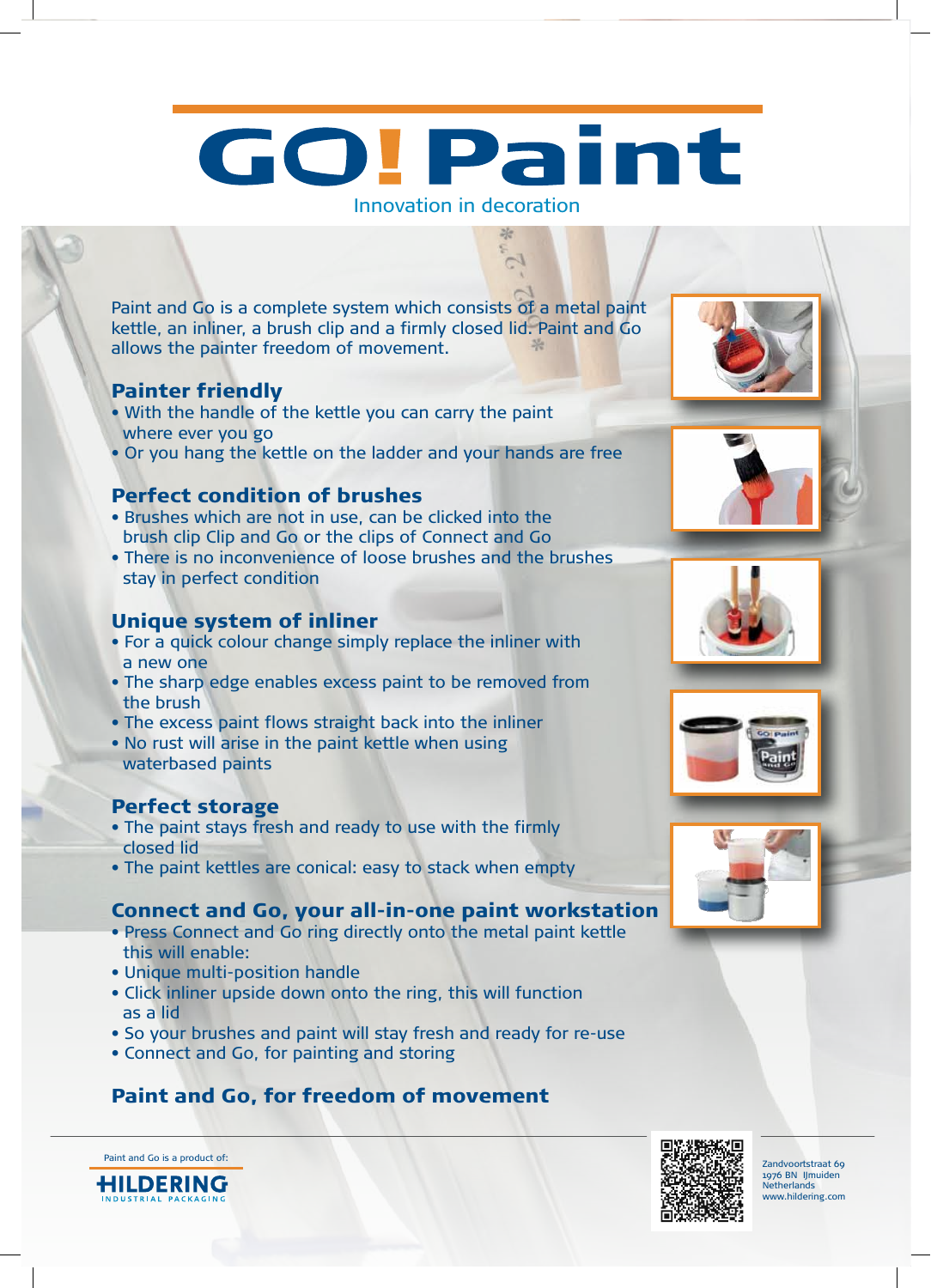# GO! Paint

Innovation in decoration

Paint and Go is a complete system which consists of a metal paint kettle, an inliner, a brush clip and a firmly closed lid. Paint and Go allows the painter freedom of movement.

## Painter friendly

- With the handle of the kettle you can carry the paint where ever you go
- Or you hang the kettle on the ladder and your hands are free

## Perfect condition of brushes

- Brushes which are not in use, can be clicked into the brush clip Clip and Go or the clips of Connect and Go
- There is no inconvenience of loose brushes and the brushes stay in perfect condition

## Unique system of inliner

- For a quick colour change simply replace the inliner with a new one
- The sharp edge enables excess paint to be removed from the brush
- The excess paint flows straight back into the inliner
- No rust will arise in the paint kettle when using waterbased paints

## Perfect storage

- The paint stays fresh and ready to use with the firmly closed lid
- The paint kettles are conical: easy to stack when empty

## Connect and Go, your all-in-one paint workstation

- Press Connect and Go ring directly onto the metal paint kettle this will enable:
- Unique multi-position handle
- Click inliner upside down onto the ring, this will function as a lid
- So your brushes and paint will stay fresh and ready for re-use
- Connect and Go, for painting and storing

## Paint and Go, for freedom of movement

Paint and Go is a product of:

HILDERING
INDUSTRIAL PACKAGING

Zandvoortstraat 69
1976 BN IJmuiden
Netherlands
www.hildering.com